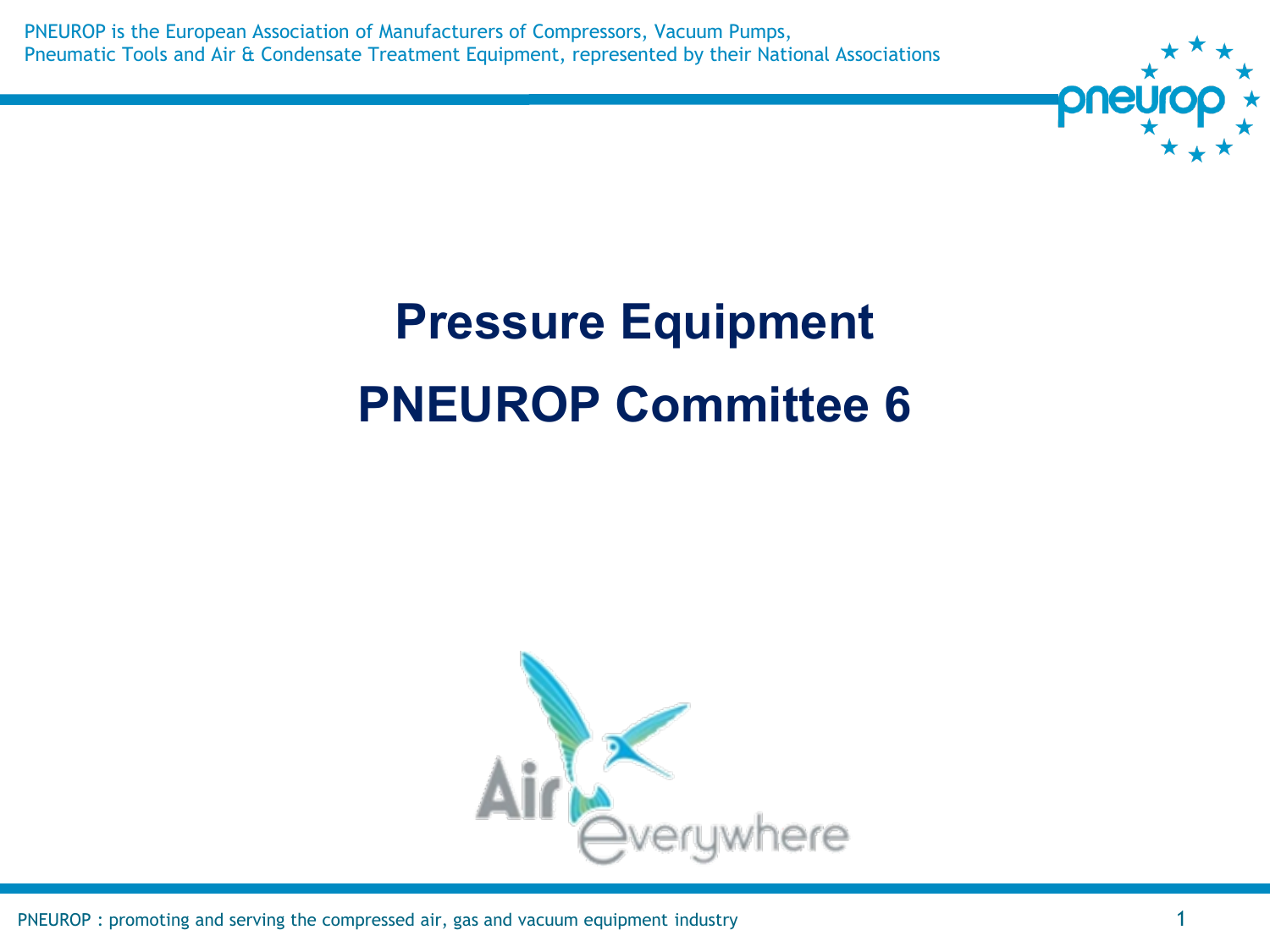# Pressure Equipment

# PNEUROP Committee 6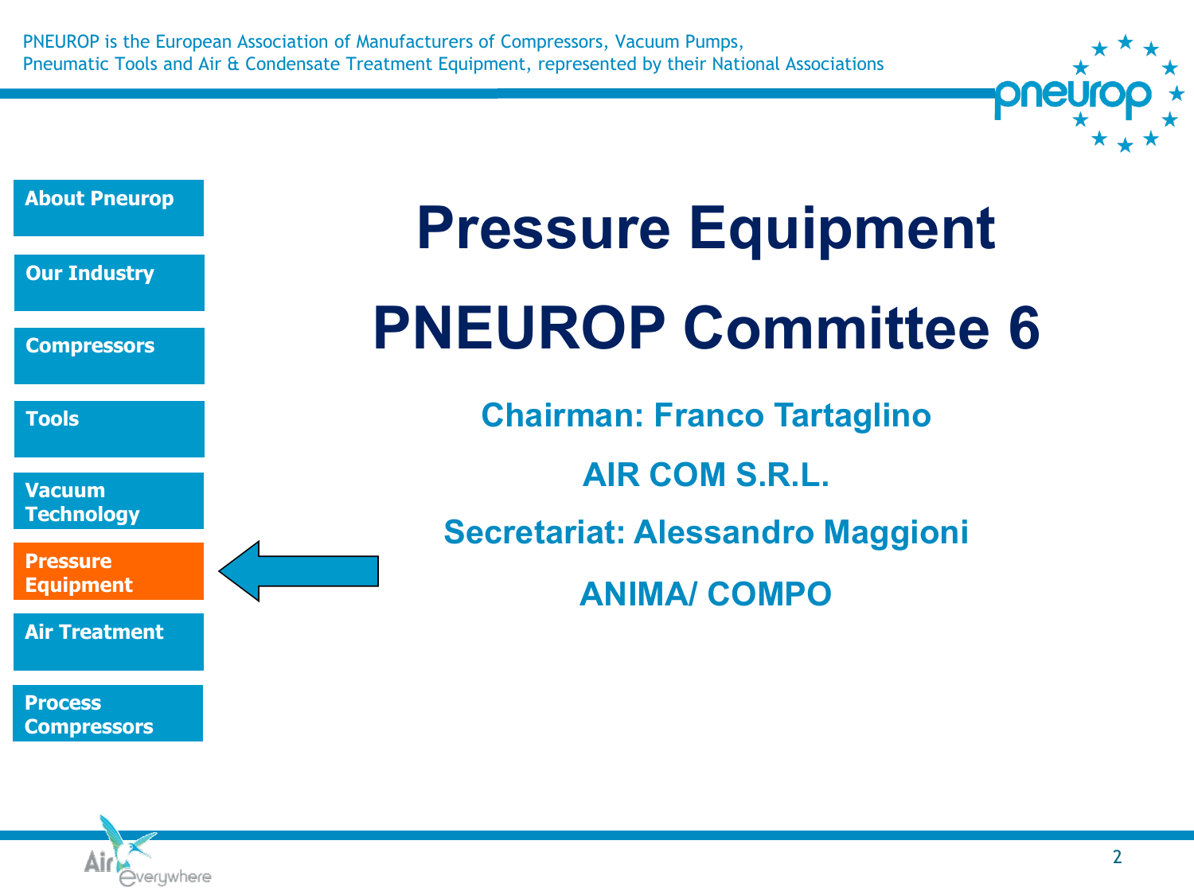PNEUROP is the European Association of Manufacturers of Compressors, Vacuum Pumps, Pneumatic Tools and Air & Condensate Treatment Equipment, represented by their National Associations

- **About Pneurop**
- **Our Industry**
- **Compressors**
- **Tools**
- **Vacuum Technology**
- **Pressure Equipment**
- **Air Treatment**
- **Process Compressors**

# Pressure Equipment

# PNEUROP Committee 6

**Chairman: Franco Tartaglino**

**AIR COM S.R.L.**

**Secretariat: Alessandro Maggioni**

**ANIMA/ COMPO**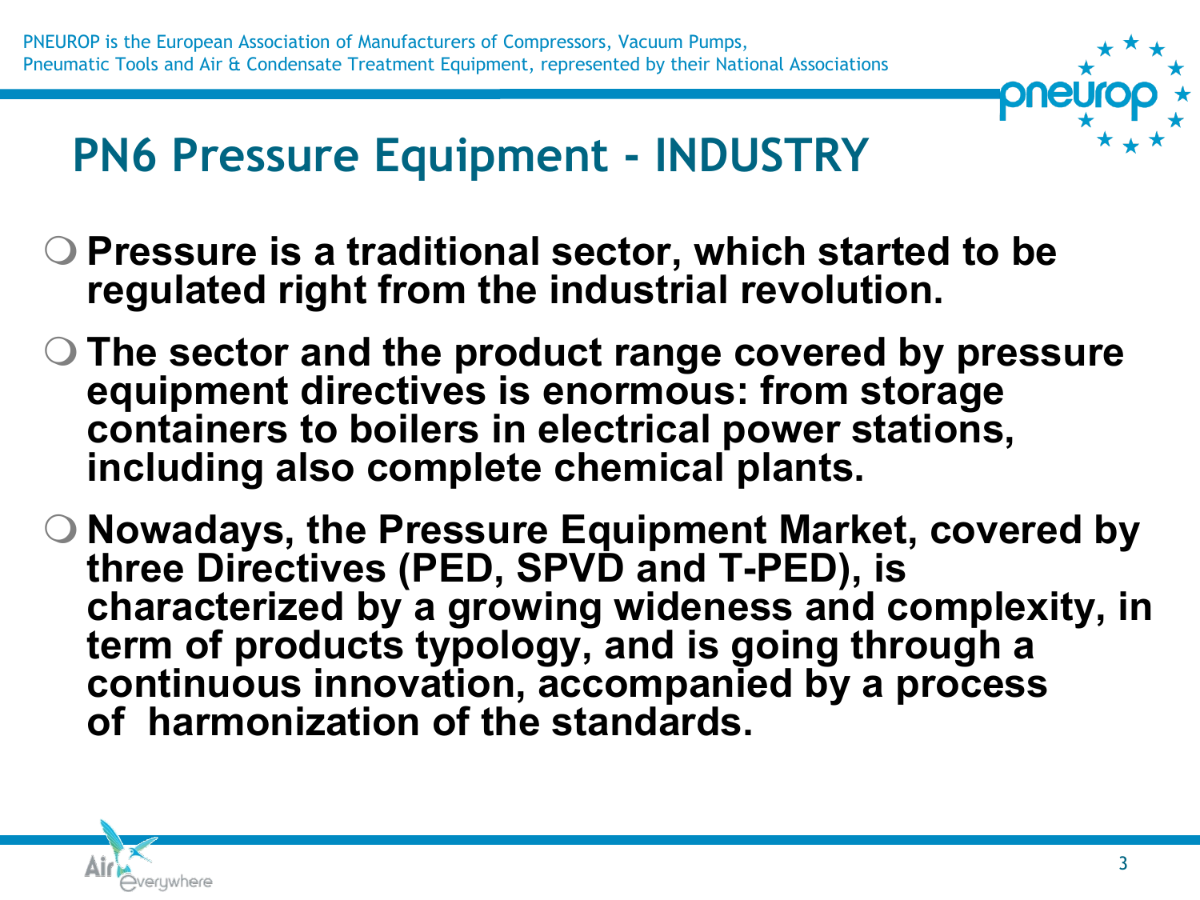# PN6 Pressure Equipment - INDUSTRY

- **Pressure is a traditional sector, which started to be regulated right from the industrial revolution.**
- **The sector and the product range covered by pressure equipment directives is enormous: from storage containers to boilers in electrical power stations, including also complete chemical plants.**
- **Nowadays, the Pressure Equipment Market, covered by three Directives (PED, SPVD and T-PED), is characterized by a growing wideness and complexity, in term of products typology, and is going through a continuous innovation, accompanied by a process of harmonization of the standards.**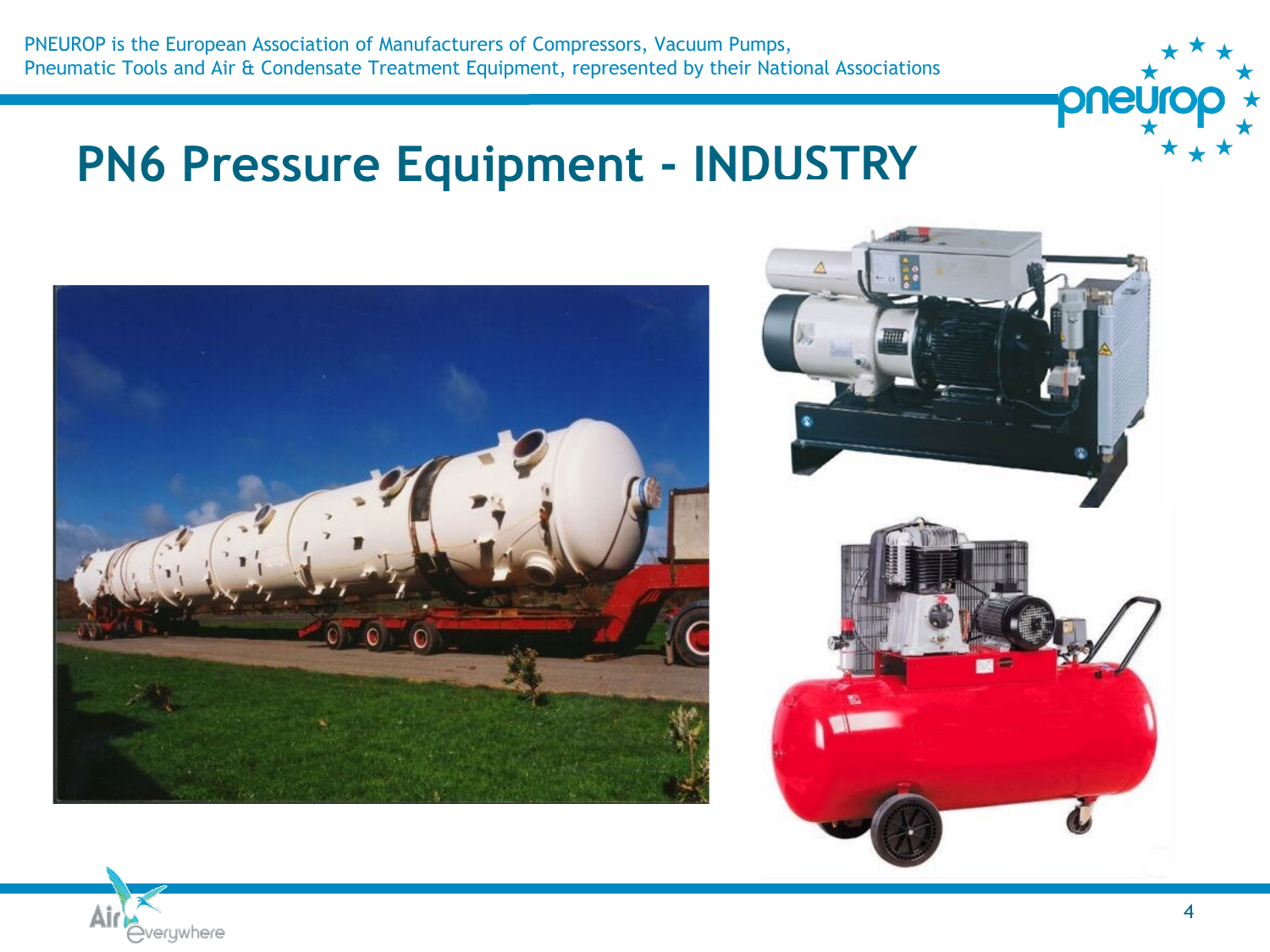# PN6 Pressure Equipment - INDUSTRY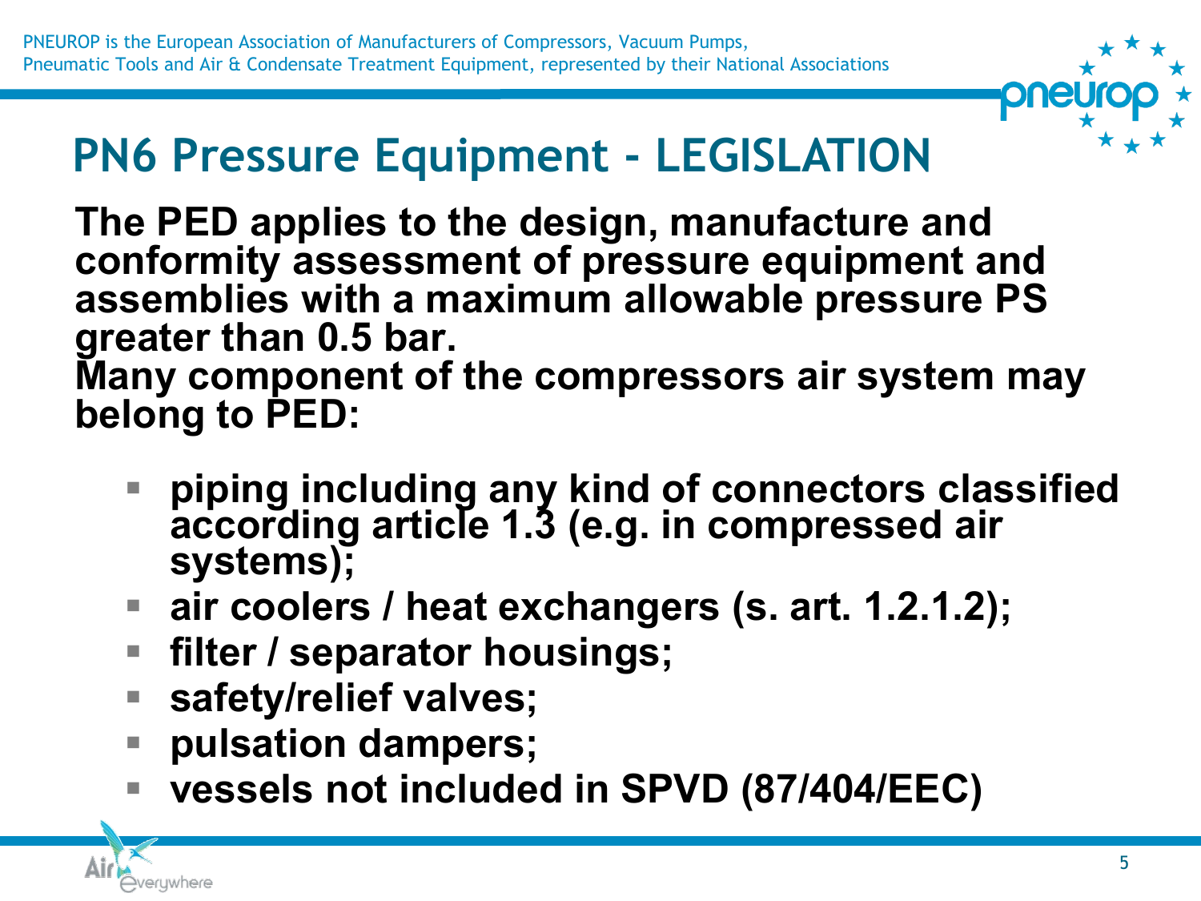# PN6 Pressure Equipment - LEGISLATION

**The PED applies to the design, manufacture and conformity assessment of pressure equipment and assemblies with a maximum allowable pressure PS greater than 0.5 bar.**
**Many component of the compressors air system may belong to PED:**

- **piping including any kind of connectors classified according article 1.3 (e.g. in compressed air systems);**
- **air coolers / heat exchangers (s. art. 1.2.1.2);**
- **filter / separator housings;**
- **safety/relief valves;**
- **pulsation dampers;**
- **vessels not included in SPVD (87/404/EEC)**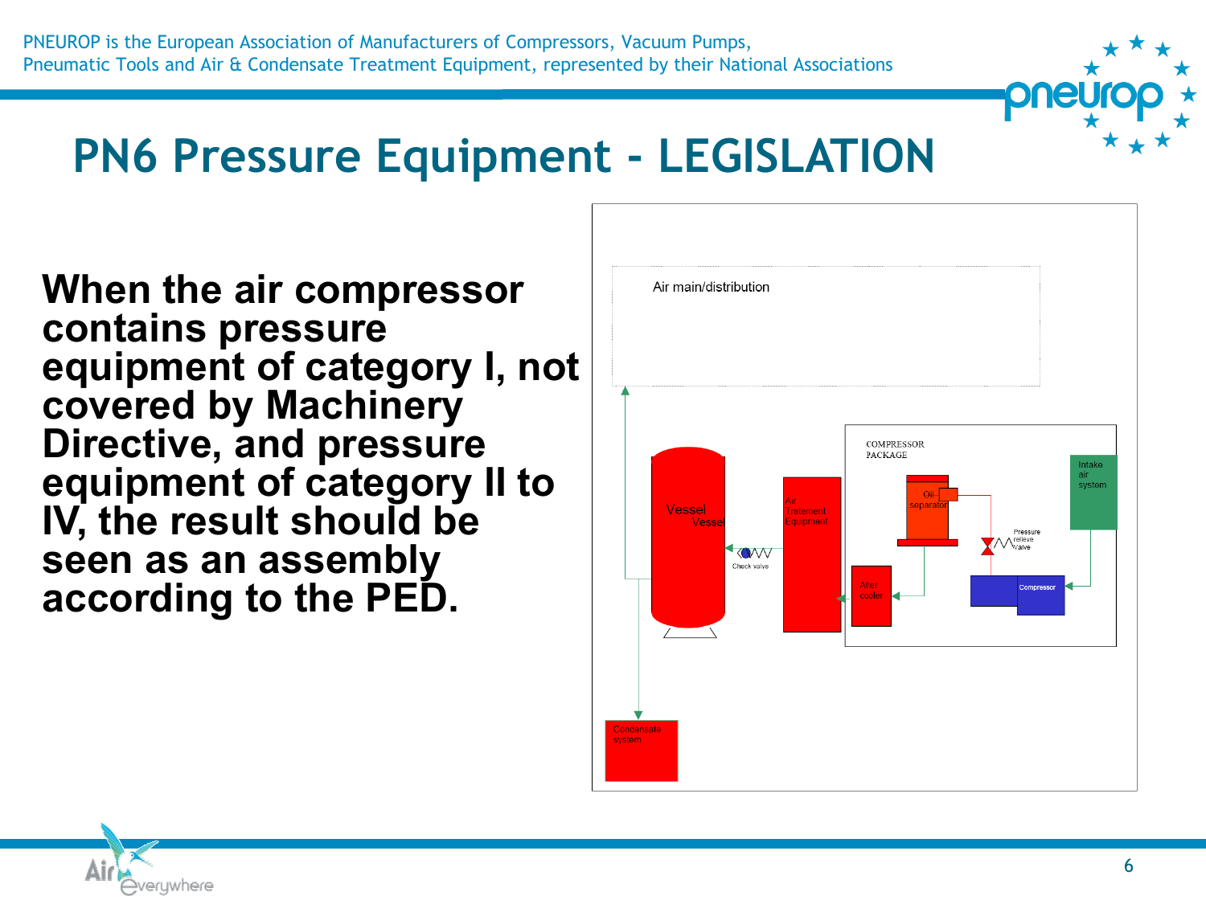# PN6 Pressure Equipment - LEGISLATION

**When the air compressor contains pressure equipment of category I, not covered by Machinery Directive, and pressure equipment of category II to IV, the result should be seen as an assembly according to the PED.**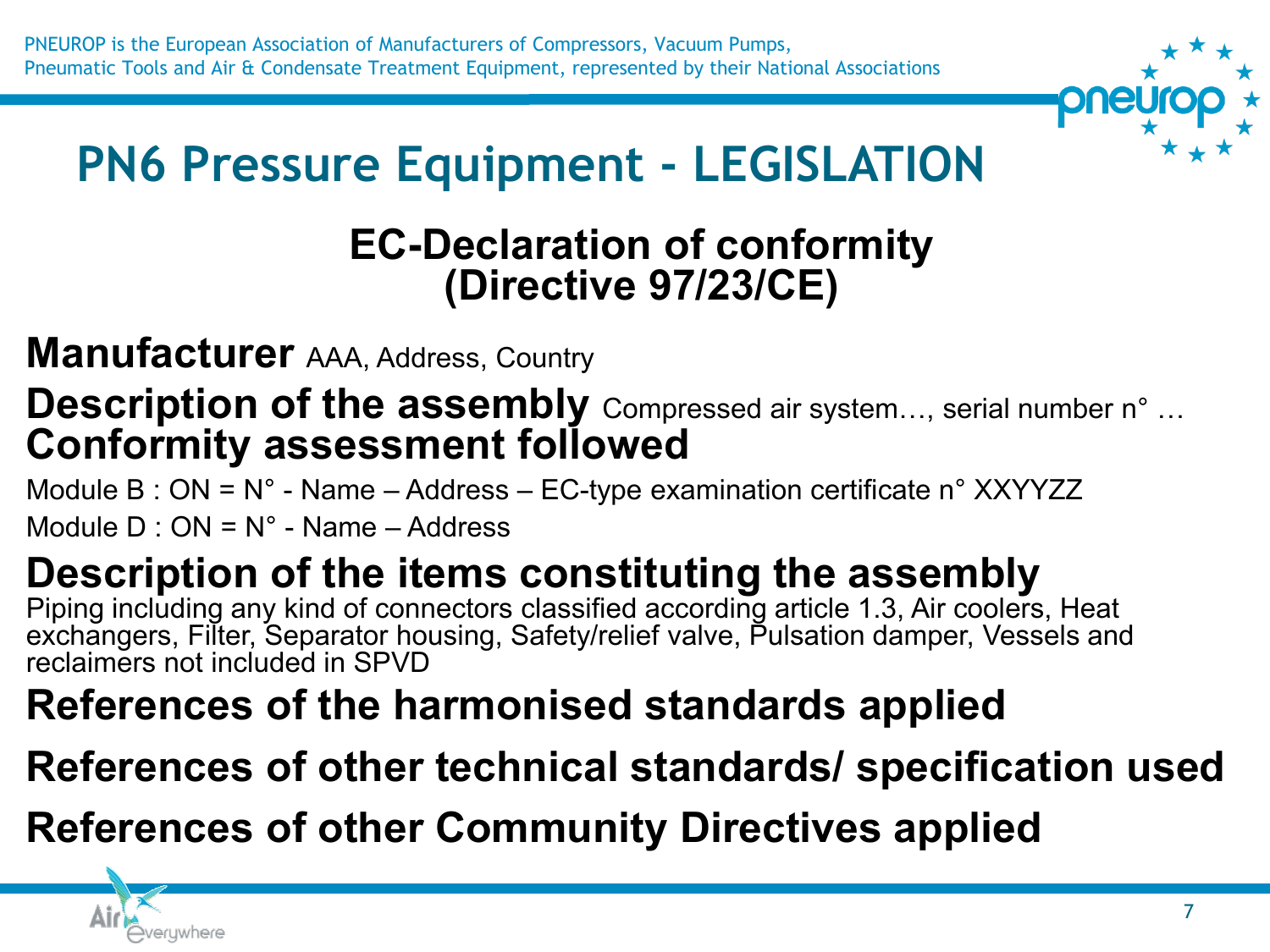# PN6 Pressure Equipment - LEGISLATION

## EC-Declaration of conformity (Directive 97/23/CE)

**Manufacturer** AAA, Address, Country

**Description of the assembly** Compressed air system…, serial number n° …

**Conformity assessment followed**

Module B : ON = N° - Name – Address – EC-type examination certificate n° XXYYZZ

Module D : ON = N° - Name – Address

**Description of the items constituting the assembly**

Piping including any kind of connectors classified according article 1.3, Air coolers, Heat exchangers, Filter, Separator housing, Safety/relief valve, Pulsation damper, Vessels and reclaimers not included in SPVD

**References of the harmonised standards applied**

**References of other technical standards/ specification used**

**References of other Community Directives applied**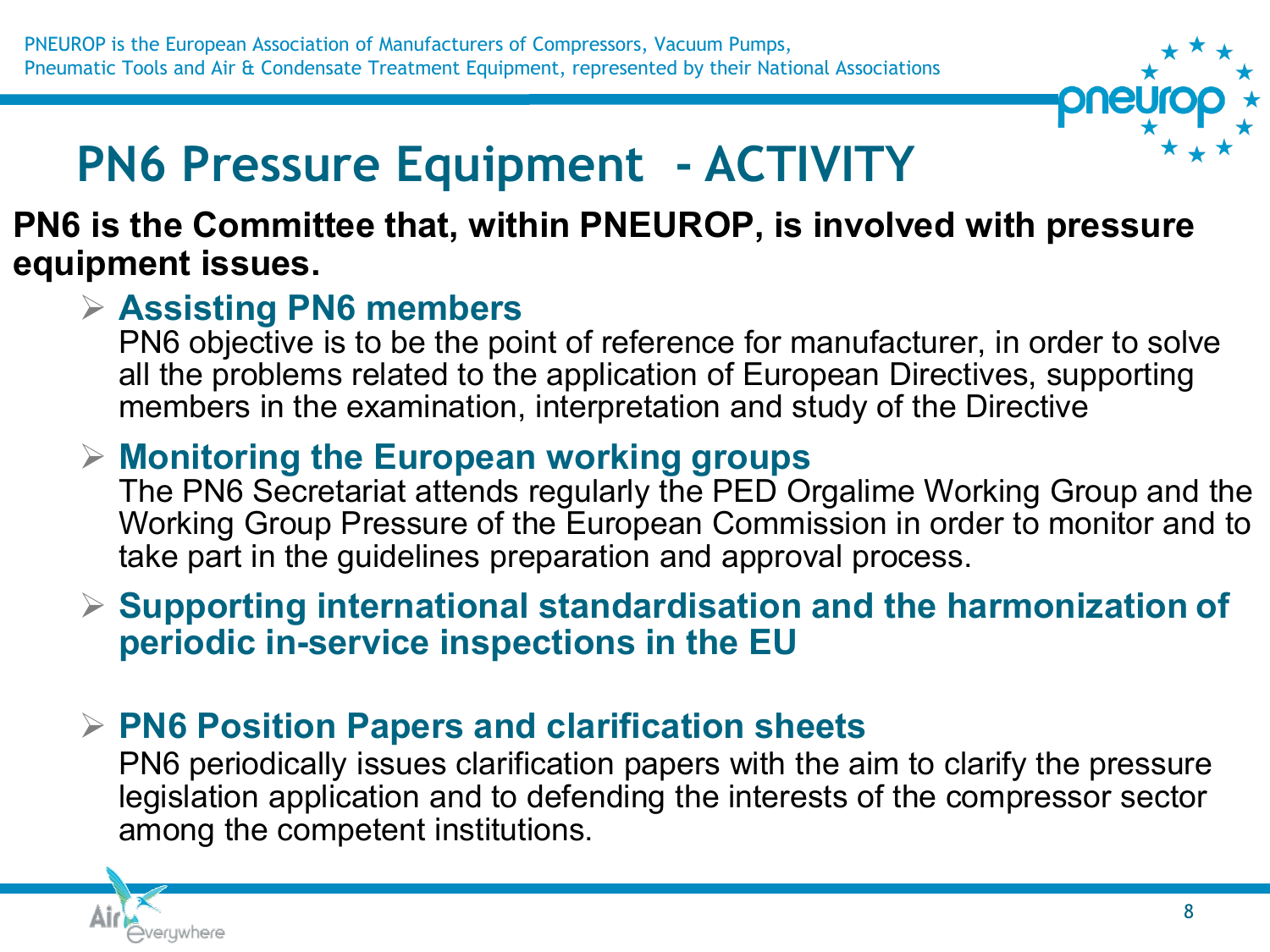# PN6 Pressure Equipment - ACTIVITY

**PN6 is the Committee that, within PNEUROP, is involved with pressure equipment issues.**

- **Assisting PN6 members**
  PN6 objective is to be the point of reference for manufacturer, in order to solve all the problems related to the application of European Directives, supporting members in the examination, interpretation and study of the Directive

- **Monitoring the European working groups**
  The PN6 Secretariat attends regularly the PED Orgalime Working Group and the Working Group Pressure of the European Commission in order to monitor and to take part in the guidelines preparation and approval process.

- **Supporting international standardisation and the harmonization of periodic in-service inspections in the EU**

- **PN6 Position Papers and clarification sheets**
  PN6 periodically issues clarification papers with the aim to clarify the pressure legislation application and to defending the interests of the compressor sector among the competent institutions.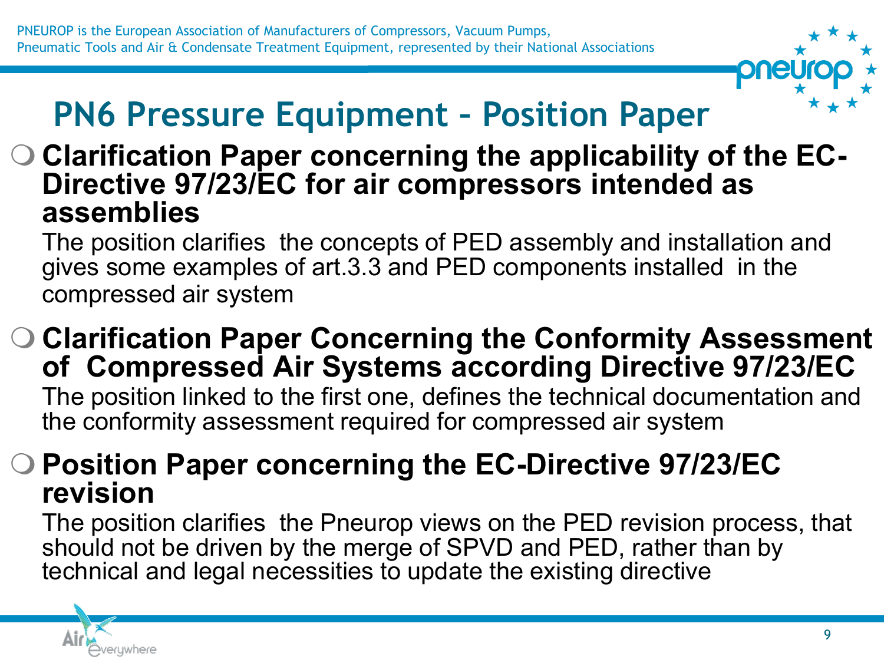# PN6 Pressure Equipment – Position Paper

- **Clarification Paper concerning the applicability of the EC-Directive 97/23/EC for air compressors intended as assemblies**

  The position clarifies the concepts of PED assembly and installation and gives some examples of art.3.3 and PED components installed in the compressed air system

- **Clarification Paper Concerning the Conformity Assessment of Compressed Air Systems according Directive 97/23/EC**

  The position linked to the first one, defines the technical documentation and the conformity assessment required for compressed air system

- **Position Paper concerning the EC-Directive 97/23/EC revision**

  The position clarifies the Pneurop views on the PED revision process, that should not be driven by the merge of SPVD and PED, rather than by technical and legal necessities to update the existing directive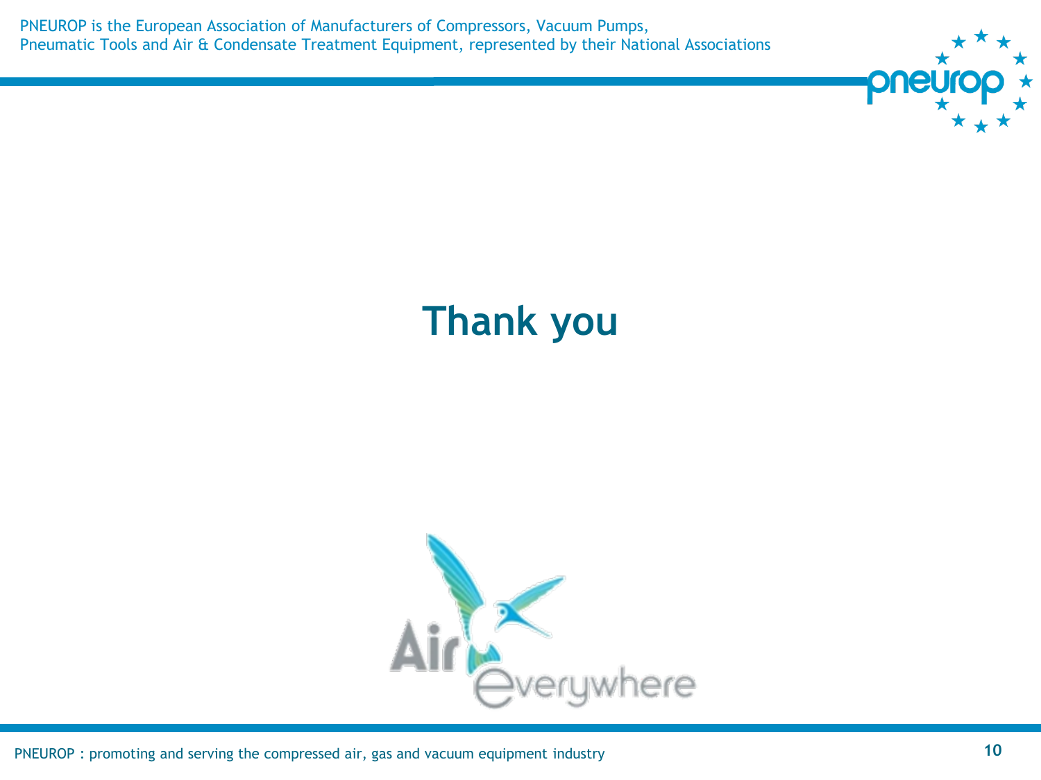# Thank you